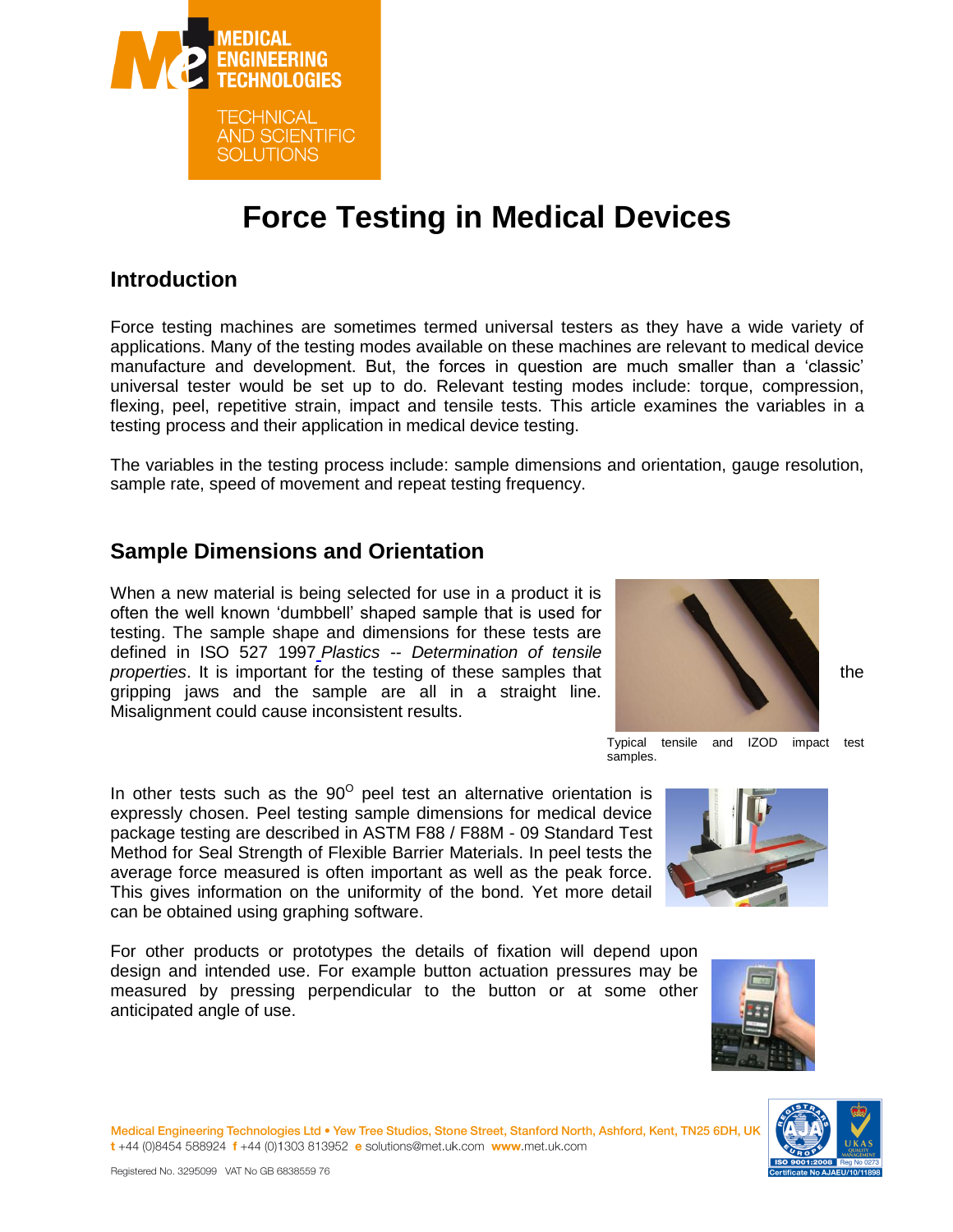# Force Testing in Medical Devices

## Introduction

Force testing machines are sometimes termed universal testers as they have a wide variety of applications. Many of the testing modes available on these machines are relevant to medical device manufacture and development. But, the forces in question are much smaller than a 'classic' universal tester would be set up to do. Relevant testing modes include: torque, compression, flexing, peel, repetitive strain, impact and tensile tests. This article examines the variables in a testing process and their application in medical device testing.

The variables in the testing process include: sample dimensions and orientation, gauge resolution, sample rate, speed of movement and repeat testing frequency.

## Sample Dimensions and Orientation

When a new material is being selected for use in a product it is often the well known 'dumbbell' shaped sample that is used for testing. The sample shape and dimensions for these tests are defined in ISO 527 1997 *Plastics -- Determination of tensile properties*. It is important for the testing of these samples that the gripping jaws and the sample are all in a straight line. Misalignment could cause inconsistent results.

Typical tensile and IZOD impact test samples.

In other tests such as the 90$^{O}$ peel test an alternative orientation is expressly chosen. Peel testing sample dimensions for medical device package testing are described in ASTM F88 / F88M - 09 Standard Test Method for Seal Strength of Flexible Barrier Materials. In peel tests the average force measured is often important as well as the peak force. This gives information on the uniformity of the bond. Yet more detail can be obtained using graphing software.

For other products or prototypes the details of fixation will depend upon design and intended use. For example button actuation pressures may be measured by pressing perpendicular to the button or at some other anticipated angle of use.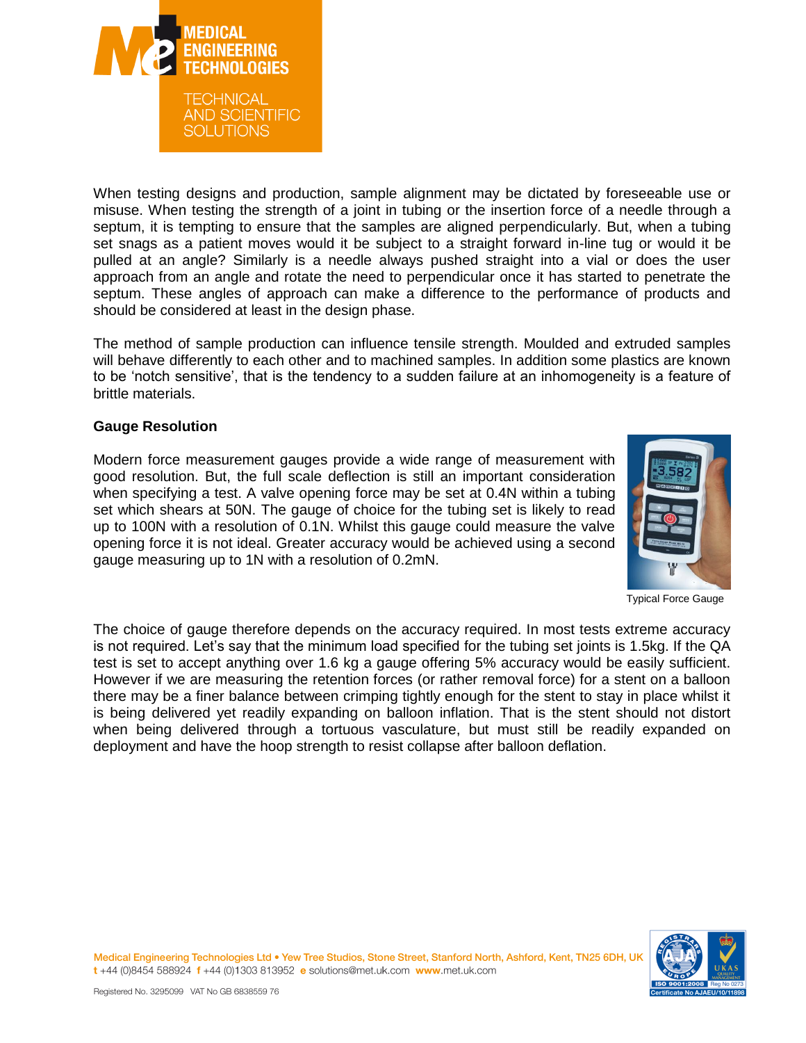When testing designs and production, sample alignment may be dictated by foreseeable use or misuse. When testing the strength of a joint in tubing or the insertion force of a needle through a septum, it is tempting to ensure that the samples are aligned perpendicularly. But, when a tubing set snags as a patient moves would it be subject to a straight forward in-line tug or would it be pulled at an angle? Similarly is a needle always pushed straight into a vial or does the user approach from an angle and rotate the need to perpendicular once it has started to penetrate the septum. These angles of approach can make a difference to the performance of products and should be considered at least in the design phase.

The method of sample production can influence tensile strength. Moulded and extruded samples will behave differently to each other and to machined samples. In addition some plastics are known to be 'notch sensitive', that is the tendency to a sudden failure at an inhomogeneity is a feature of brittle materials.

**Gauge Resolution**

Modern force measurement gauges provide a wide range of measurement with good resolution. But, the full scale deflection is still an important consideration when specifying a test. A valve opening force may be set at 0.4N within a tubing set which shears at 50N. The gauge of choice for the tubing set is likely to read up to 100N with a resolution of 0.1N. Whilst this gauge could measure the valve opening force it is not ideal. Greater accuracy would be achieved using a second gauge measuring up to 1N with a resolution of 0.2mN.

Typical Force Gauge

The choice of gauge therefore depends on the accuracy required. In most tests extreme accuracy is not required. Let's say that the minimum load specified for the tubing set joints is 1.5kg. If the QA test is set to accept anything over 1.6 kg a gauge offering 5% accuracy would be easily sufficient. However if we are measuring the retention forces (or rather removal force) for a stent on a balloon there may be a finer balance between crimping tightly enough for the stent to stay in place whilst it is being delivered yet readily expanding on balloon inflation. That is the stent should not distort when being delivered through a tortuous vasculature, but must still be readily expanded on deployment and have the hoop strength to resist collapse after balloon deflation.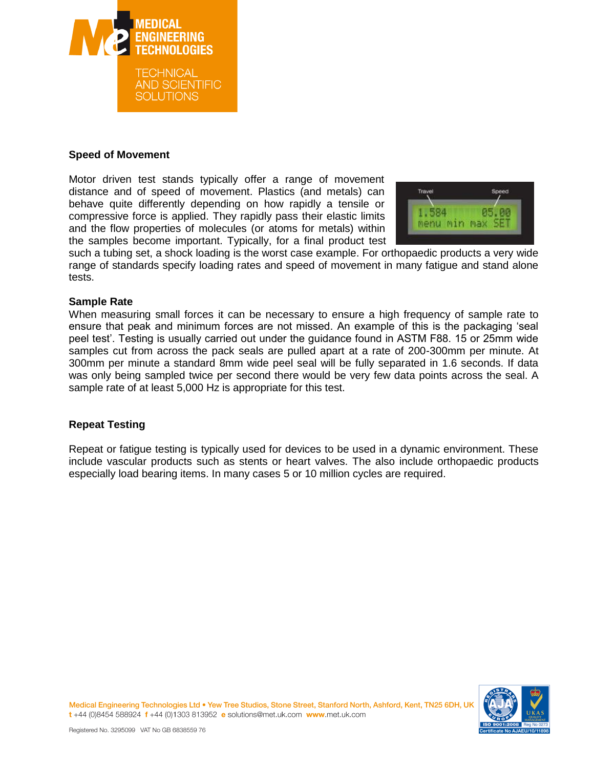## Speed of Movement

Motor driven test stands typically offer a range of movement distance and of speed of movement. Plastics (and metals) can behave quite differently depending on how rapidly a tensile or compressive force is applied. They rapidly pass their elastic limits and the flow properties of molecules (or atoms for metals) within the samples become important. Typically, for a final product test such a tubing set, a shock loading is the worst case example. For orthopaedic products a very wide range of standards specify loading rates and speed of movement in many fatigue and stand alone tests.

## Sample Rate

When measuring small forces it can be necessary to ensure a high frequency of sample rate to ensure that peak and minimum forces are not missed. An example of this is the packaging 'seal peel test'. Testing is usually carried out under the guidance found in ASTM F88. 15 or 25mm wide samples cut from across the pack seals are pulled apart at a rate of 200-300mm per minute. At 300mm per minute a standard 8mm wide peel seal will be fully separated in 1.6 seconds. If data was only being sampled twice per second there would be very few data points across the seal. A sample rate of at least 5,000 Hz is appropriate for this test.

## Repeat Testing

Repeat or fatigue testing is typically used for devices to be used in a dynamic environment. These include vascular products such as stents or heart valves. The also include orthopaedic products especially load bearing items. In many cases 5 or 10 million cycles are required.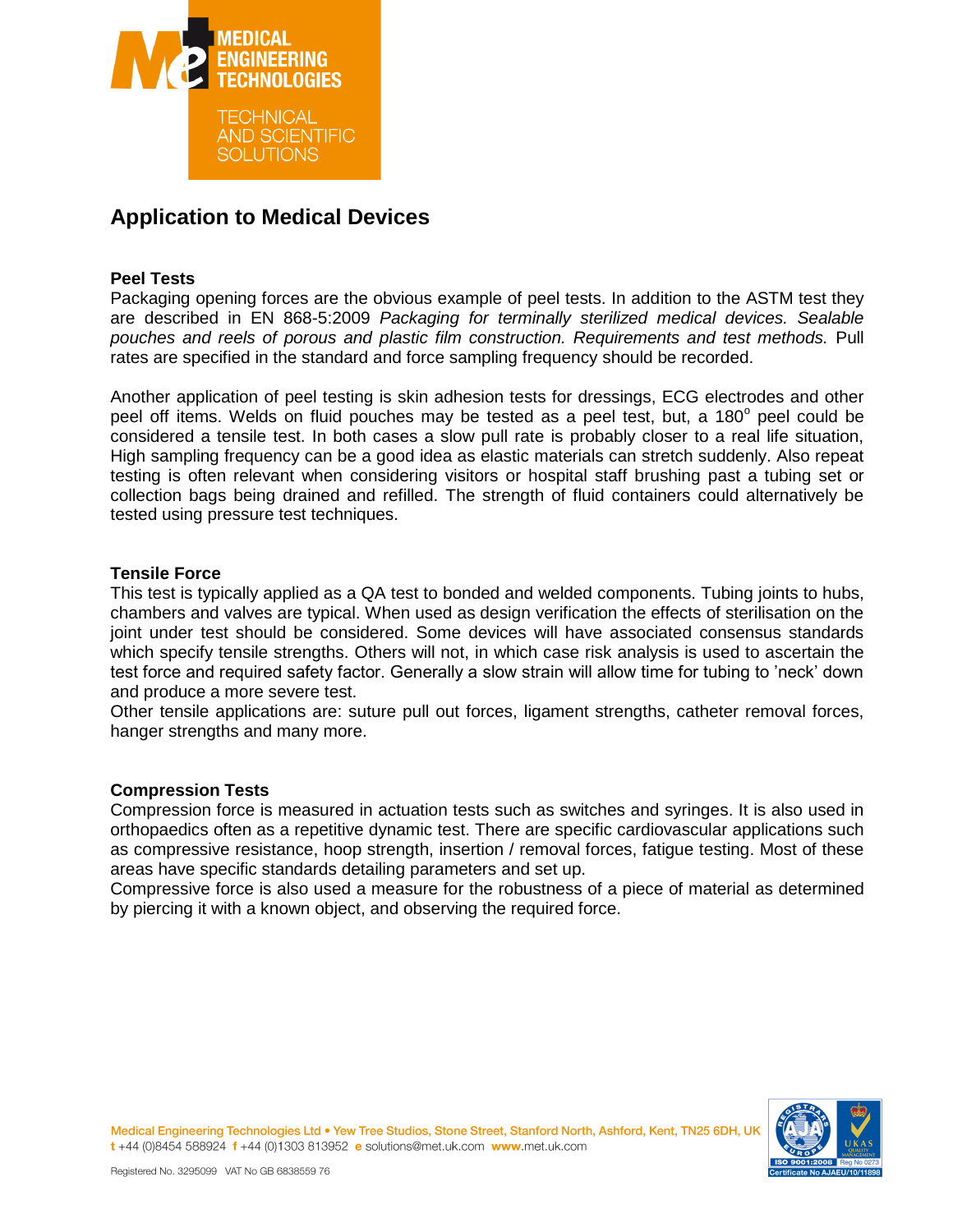## Application to Medical Devices

### Peel Tests

Packaging opening forces are the obvious example of peel tests. In addition to the ASTM test they are described in EN 868-5:2009 *Packaging for terminally sterilized medical devices. Sealable pouches and reels of porous and plastic film construction. Requirements and test methods.* Pull rates are specified in the standard and force sampling frequency should be recorded.

Another application of peel testing is skin adhesion tests for dressings, ECG electrodes and other peel off items. Welds on fluid pouches may be tested as a peel test, but, a 180$^{o}$ peel could be considered a tensile test. In both cases a slow pull rate is probably closer to a real life situation, High sampling frequency can be a good idea as elastic materials can stretch suddenly. Also repeat testing is often relevant when considering visitors or hospital staff brushing past a tubing set or collection bags being drained and refilled. The strength of fluid containers could alternatively be tested using pressure test techniques.

### Tensile Force

This test is typically applied as a QA test to bonded and welded components. Tubing joints to hubs, chambers and valves are typical. When used as design verification the effects of sterilisation on the joint under test should be considered. Some devices will have associated consensus standards which specify tensile strengths. Others will not, in which case risk analysis is used to ascertain the test force and required safety factor. Generally a slow strain will allow time for tubing to 'neck' down and produce a more severe test.

Other tensile applications are: suture pull out forces, ligament strengths, catheter removal forces, hanger strengths and many more.

### Compression Tests

Compression force is measured in actuation tests such as switches and syringes. It is also used in orthopaedics often as a repetitive dynamic test. There are specific cardiovascular applications such as compressive resistance, hoop strength, insertion / removal forces, fatigue testing. Most of these areas have specific standards detailing parameters and set up.

Compressive force is also used a measure for the robustness of a piece of material as determined by piercing it with a known object, and observing the required force.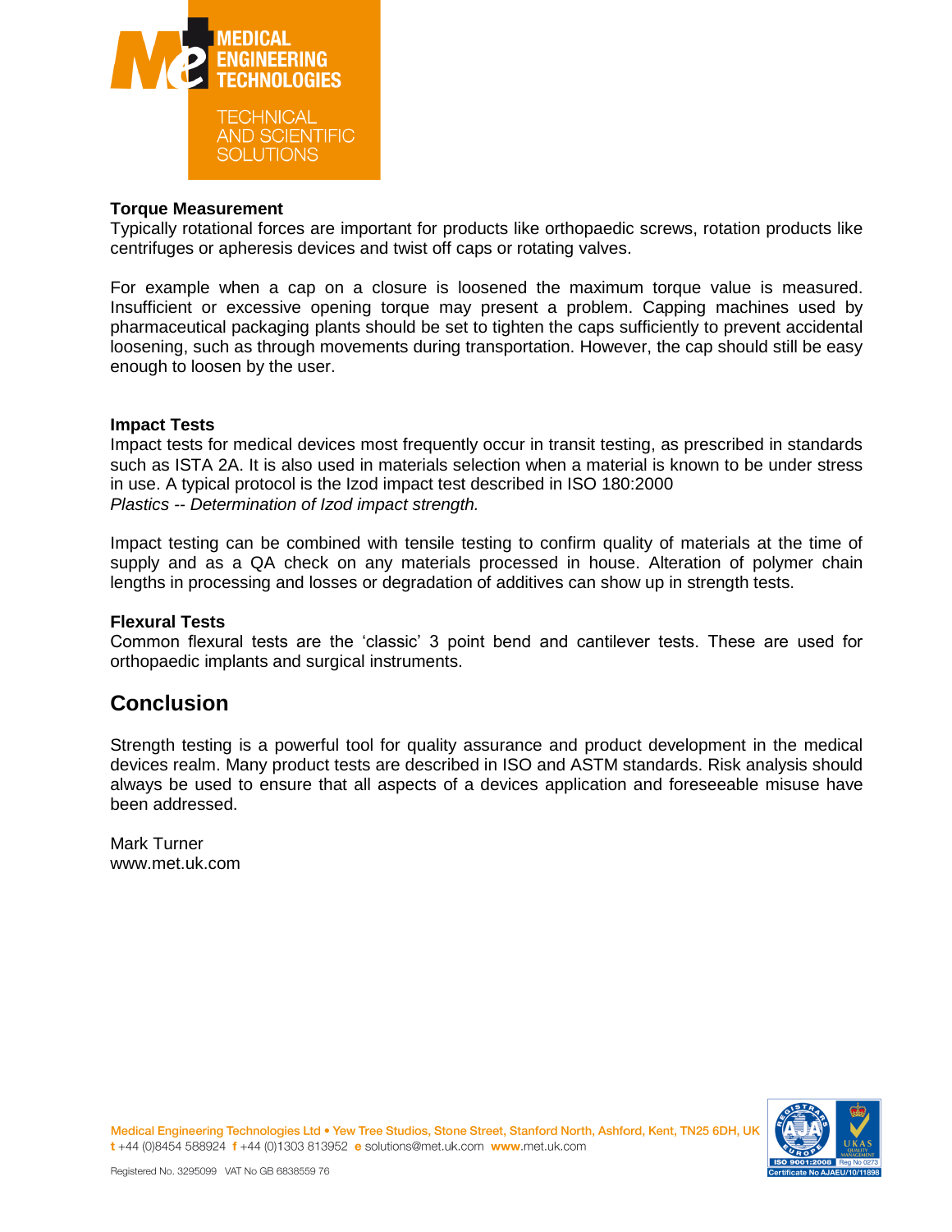### Torque Measurement

Typically rotational forces are important for products like orthopaedic screws, rotation products like centrifuges or apheresis devices and twist off caps or rotating valves.

For example when a cap on a closure is loosened the maximum torque value is measured. Insufficient or excessive opening torque may present a problem. Capping machines used by pharmaceutical packaging plants should be set to tighten the caps sufficiently to prevent accidental loosening, such as through movements during transportation. However, the cap should still be easy enough to loosen by the user.

### Impact Tests

Impact tests for medical devices most frequently occur in transit testing, as prescribed in standards such as ISTA 2A. It is also used in materials selection when a material is known to be under stress in use. A typical protocol is the Izod impact test described in ISO 180:2000
*Plastics -- Determination of Izod impact strength.*

Impact testing can be combined with tensile testing to confirm quality of materials at the time of supply and as a QA check on any materials processed in house. Alteration of polymer chain lengths in processing and losses or degradation of additives can show up in strength tests.

### Flexural Tests

Common flexural tests are the 'classic' 3 point bend and cantilever tests. These are used for orthopaedic implants and surgical instruments.

## Conclusion

Strength testing is a powerful tool for quality assurance and product development in the medical devices realm. Many product tests are described in ISO and ASTM standards. Risk analysis should always be used to ensure that all aspects of a devices application and foreseeable misuse have been addressed.

Mark Turner
www.met.uk.com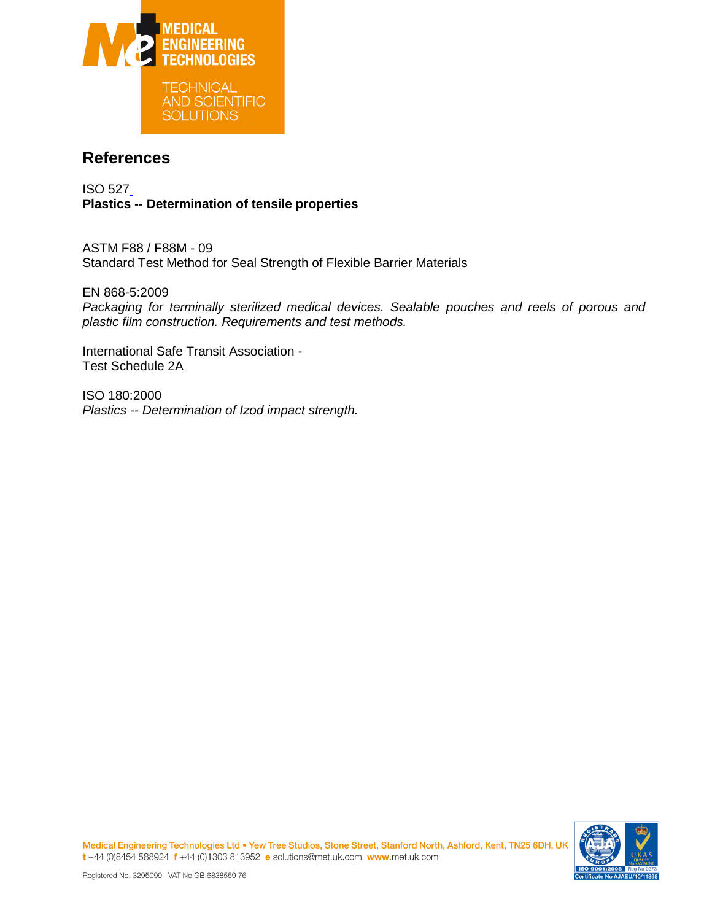## References

ISO 527
**Plastics -- Determination of tensile properties**

ASTM F88 / F88M - 09
Standard Test Method for Seal Strength of Flexible Barrier Materials

EN 868-5:2009
*Packaging for terminally sterilized medical devices. Sealable pouches and reels of porous and plastic film construction. Requirements and test methods.*

International Safe Transit Association -
Test Schedule 2A

ISO 180:2000
*Plastics -- Determination of Izod impact strength.*